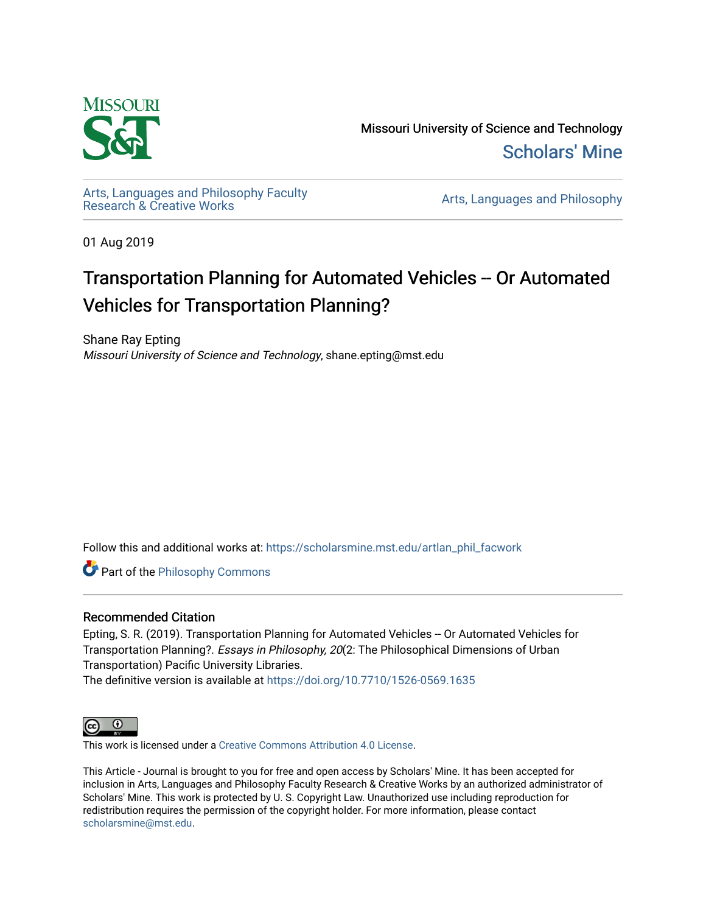Missouri University of Science and Technology

Scholars' Mine

Arts, Languages and Philosophy Faculty Research & Creative Works

Arts, Languages and Philosophy

01 Aug 2019

# Transportation Planning for Automated Vehicles -- Or Automated Vehicles for Transportation Planning?

Shane Ray Epting

*Missouri University of Science and Technology*, shane.epting@mst.edu

Follow this and additional works at: https://scholarsmine.mst.edu/artlan_phil_facwork

Part of the Philosophy Commons

## Recommended Citation

Epting, S. R. (2019). Transportation Planning for Automated Vehicles -- Or Automated Vehicles for Transportation Planning?. *Essays in Philosophy, 20*(2: The Philosophical Dimensions of Urban Transportation) Pacific University Libraries.

The definitive version is available at https://doi.org/10.7710/1526-0569.1635

This work is licensed under a Creative Commons Attribution 4.0 License.

This Article - Journal is brought to you for free and open access by Scholars' Mine. It has been accepted for inclusion in Arts, Languages and Philosophy Faculty Research & Creative Works by an authorized administrator of Scholars' Mine. This work is protected by U. S. Copyright Law. Unauthorized use including reproduction for redistribution requires the permission of the copyright holder. For more information, please contact scholarsmine@mst.edu.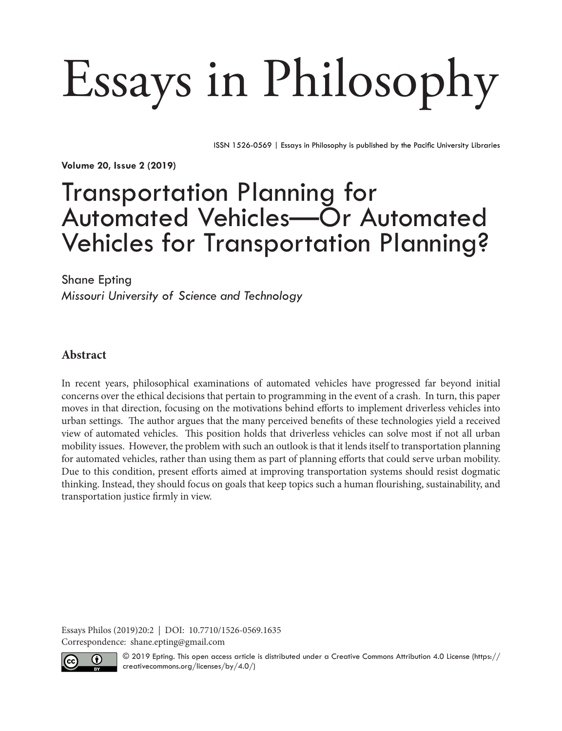# Essays in Philosophy

ISSN 1526-0569 | Essays in Philosophy is published by the Pacific University Libraries

**Volume 20, Issue 2 (2019)**

## Transportation Planning for Automated Vehicles—Or Automated Vehicles for Transportation Planning?

Shane Epting
*Missouri University of Science and Technology*

### Abstract

In recent years, philosophical examinations of automated vehicles have progressed far beyond initial concerns over the ethical decisions that pertain to programming in the event of a crash. In turn, this paper moves in that direction, focusing on the motivations behind efforts to implement driverless vehicles into urban settings. The author argues that the many perceived benefits of these technologies yield a received view of automated vehicles. This position holds that driverless vehicles can solve most if not all urban mobility issues. However, the problem with such an outlook is that it lends itself to transportation planning for automated vehicles, rather than using them as part of planning efforts that could serve urban mobility. Due to this condition, present efforts aimed at improving transportation systems should resist dogmatic thinking. Instead, they should focus on goals that keep topics such a human flourishing, sustainability, and transportation justice firmly in view.

Essays Philos (2019)20:2 | DOI: 10.7710/1526-0569.1635
Correspondence: shane.epting@gmail.com

© 2019 Epting. This open access article is distributed under a Creative Commons Attribution 4.0 License (https://creativecommons.org/licenses/by/4.0/)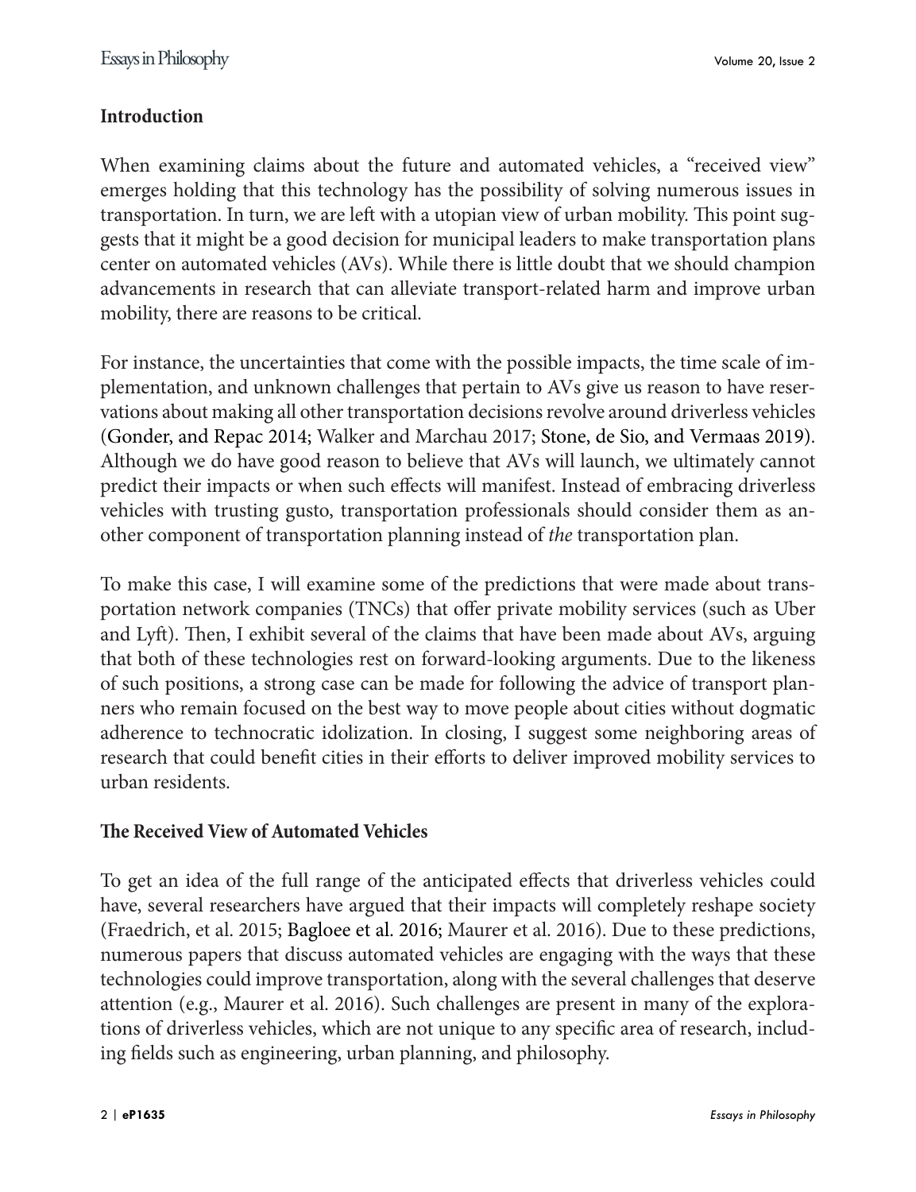## Introduction

When examining claims about the future and automated vehicles, a "received view" emerges holding that this technology has the possibility of solving numerous issues in transportation. In turn, we are left with a utopian view of urban mobility. This point suggests that it might be a good decision for municipal leaders to make transportation plans center on automated vehicles (AVs). While there is little doubt that we should champion advancements in research that can alleviate transport-related harm and improve urban mobility, there are reasons to be critical.

For instance, the uncertainties that come with the possible impacts, the time scale of implementation, and unknown challenges that pertain to AVs give us reason to have reservations about making all other transportation decisions revolve around driverless vehicles (Gonder, and Repac 2014; Walker and Marchau 2017; Stone, de Sio, and Vermaas 2019). Although we do have good reason to believe that AVs will launch, we ultimately cannot predict their impacts or when such effects will manifest. Instead of embracing driverless vehicles with trusting gusto, transportation professionals should consider them as another component of transportation planning instead of *the* transportation plan.

To make this case, I will examine some of the predictions that were made about transportation network companies (TNCs) that offer private mobility services (such as Uber and Lyft). Then, I exhibit several of the claims that have been made about AVs, arguing that both of these technologies rest on forward-looking arguments. Due to the likeness of such positions, a strong case can be made for following the advice of transport planners who remain focused on the best way to move people about cities without dogmatic adherence to technocratic idolization. In closing, I suggest some neighboring areas of research that could benefit cities in their efforts to deliver improved mobility services to urban residents.

## The Received View of Automated Vehicles

To get an idea of the full range of the anticipated effects that driverless vehicles could have, several researchers have argued that their impacts will completely reshape society (Fraedrich, et al. 2015; Bagloee et al. 2016; Maurer et al. 2016). Due to these predictions, numerous papers that discuss automated vehicles are engaging with the ways that these technologies could improve transportation, along with the several challenges that deserve attention (e.g., Maurer et al. 2016). Such challenges are present in many of the explorations of driverless vehicles, which are not unique to any specific area of research, including fields such as engineering, urban planning, and philosophy.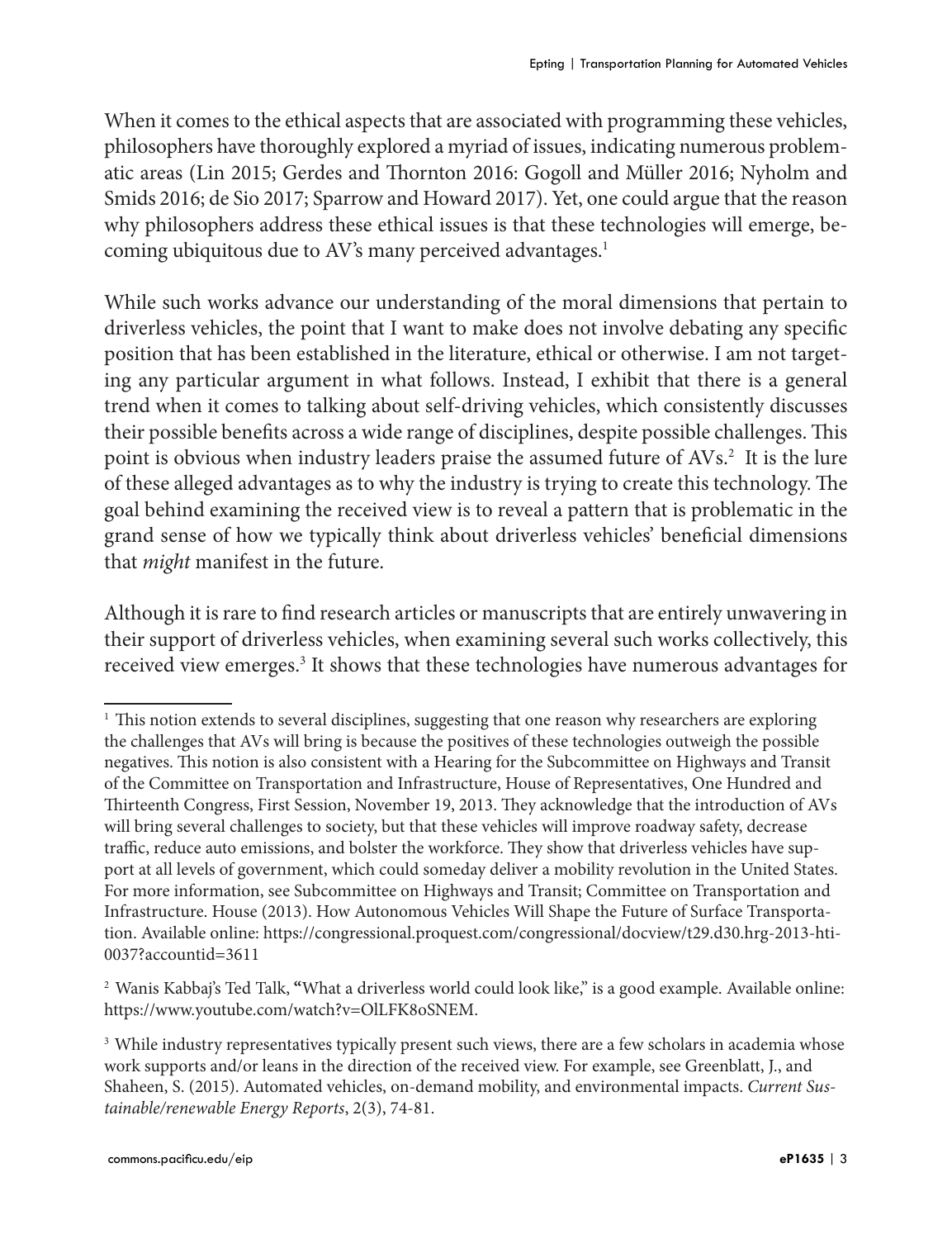When it comes to the ethical aspects that are associated with programming these vehicles, philosophers have thoroughly explored a myriad of issues, indicating numerous problematic areas (Lin 2015; Gerdes and Thornton 2016: Gogoll and Müller 2016; Nyholm and Smids 2016; de Sio 2017; Sparrow and Howard 2017). Yet, one could argue that the reason why philosophers address these ethical issues is that these technologies will emerge, becoming ubiquitous due to AV's many perceived advantages.[1]

While such works advance our understanding of the moral dimensions that pertain to driverless vehicles, the point that I want to make does not involve debating any specific position that has been established in the literature, ethical or otherwise. I am not targeting any particular argument in what follows. Instead, I exhibit that there is a general trend when it comes to talking about self-driving vehicles, which consistently discusses their possible benefits across a wide range of disciplines, despite possible challenges. This point is obvious when industry leaders praise the assumed future of AVs.[2] It is the lure of these alleged advantages as to why the industry is trying to create this technology. The goal behind examining the received view is to reveal a pattern that is problematic in the grand sense of how we typically think about driverless vehicles' beneficial dimensions that *might* manifest in the future.

Although it is rare to find research articles or manuscripts that are entirely unwavering in their support of driverless vehicles, when examining several such works collectively, this received view emerges.[3] It shows that these technologies have numerous advantages for

---

[1] This notion extends to several disciplines, suggesting that one reason why researchers are exploring the challenges that AVs will bring is because the positives of these technologies outweigh the possible negatives. This notion is also consistent with a Hearing for the Subcommittee on Highways and Transit of the Committee on Transportation and Infrastructure, House of Representatives, One Hundred and Thirteenth Congress, First Session, November 19, 2013. They acknowledge that the introduction of AVs will bring several challenges to society, but that these vehicles will improve roadway safety, decrease traffic, reduce auto emissions, and bolster the workforce. They show that driverless vehicles have support at all levels of government, which could someday deliver a mobility revolution in the United States. For more information, see Subcommittee on Highways and Transit; Committee on Transportation and Infrastructure. House (2013). How Autonomous Vehicles Will Shape the Future of Surface Transportation. Available online: https://congressional.proquest.com/congressional/docview/t29.d30.hrg-2013-hti-0037?accountid=3611

[2] Wanis Kabbaj's Ted Talk, "What a driverless world could look like," is a good example. Available online: https://www.youtube.com/watch?v=OlLFK8oSNEM.

[3] While industry representatives typically present such views, there are a few scholars in academia whose work supports and/or leans in the direction of the received view. For example, see Greenblatt, J., and Shaheen, S. (2015). Automated vehicles, on-demand mobility, and environmental impacts. *Current Sustainable/renewable Energy Reports*, 2(3), 74-81.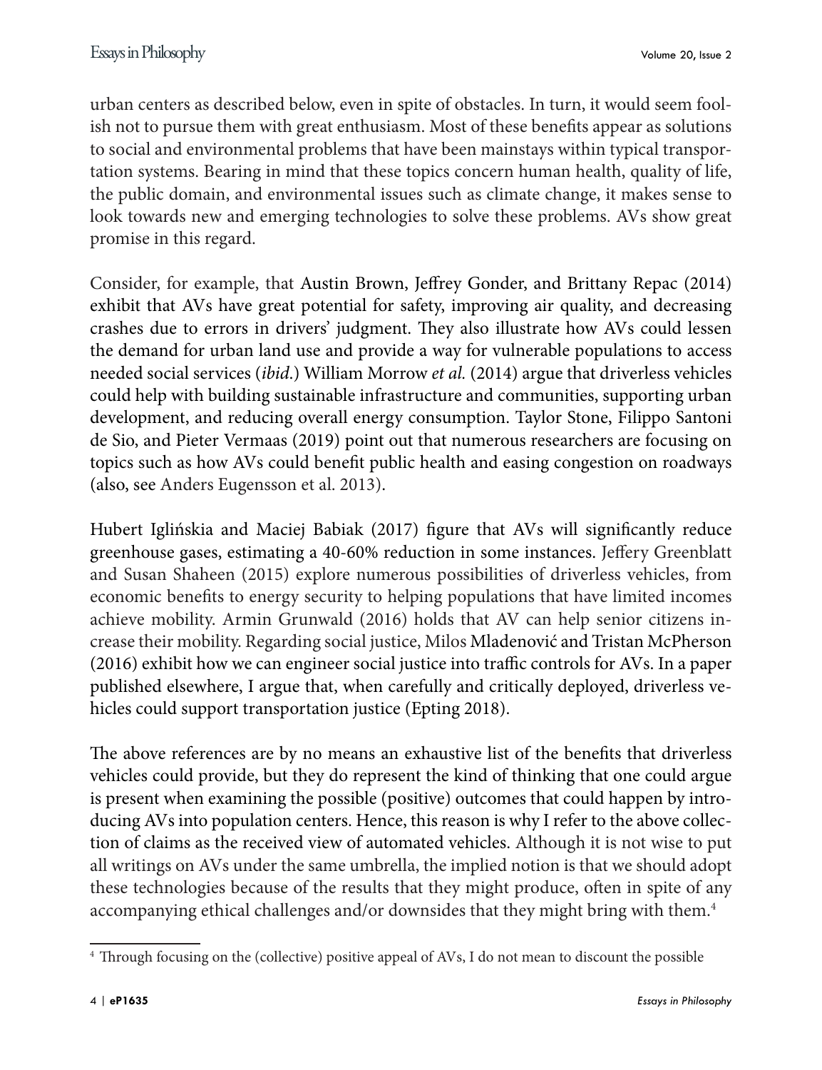urban centers as described below, even in spite of obstacles. In turn, it would seem foolish not to pursue them with great enthusiasm. Most of these benefits appear as solutions to social and environmental problems that have been mainstays within typical transportation systems. Bearing in mind that these topics concern human health, quality of life, the public domain, and environmental issues such as climate change, it makes sense to look towards new and emerging technologies to solve these problems. AVs show great promise in this regard.

Consider, for example, that Austin Brown, Jeffrey Gonder, and Brittany Repac (2014) exhibit that AVs have great potential for safety, improving air quality, and decreasing crashes due to errors in drivers' judgment. They also illustrate how AVs could lessen the demand for urban land use and provide a way for vulnerable populations to access needed social services (*ibid*.) William Morrow *et al.* (2014) argue that driverless vehicles could help with building sustainable infrastructure and communities, supporting urban development, and reducing overall energy consumption. Taylor Stone, Filippo Santoni de Sio, and Pieter Vermaas (2019) point out that numerous researchers are focusing on topics such as how AVs could benefit public health and easing congestion on roadways (also, see Anders Eugensson et al. 2013).

Hubert Iglińskia and Maciej Babiak (2017) figure that AVs will significantly reduce greenhouse gases, estimating a 40-60% reduction in some instances. Jeffery Greenblatt and Susan Shaheen (2015) explore numerous possibilities of driverless vehicles, from economic benefits to energy security to helping populations that have limited incomes achieve mobility. Armin Grunwald (2016) holds that AV can help senior citizens increase their mobility. Regarding social justice, Milos Mladenović and Tristan McPherson (2016) exhibit how we can engineer social justice into traffic controls for AVs. In a paper published elsewhere, I argue that, when carefully and critically deployed, driverless vehicles could support transportation justice (Epting 2018).

The above references are by no means an exhaustive list of the benefits that driverless vehicles could provide, but they do represent the kind of thinking that one could argue is present when examining the possible (positive) outcomes that could happen by introducing AVs into population centers. Hence, this reason is why I refer to the above collection of claims as the received view of automated vehicles. Although it is not wise to put all writings on AVs under the same umbrella, the implied notion is that we should adopt these technologies because of the results that they might produce, often in spite of any accompanying ethical challenges and/or downsides that they might bring with them.[4]

[4] Through focusing on the (collective) positive appeal of AVs, I do not mean to discount the possible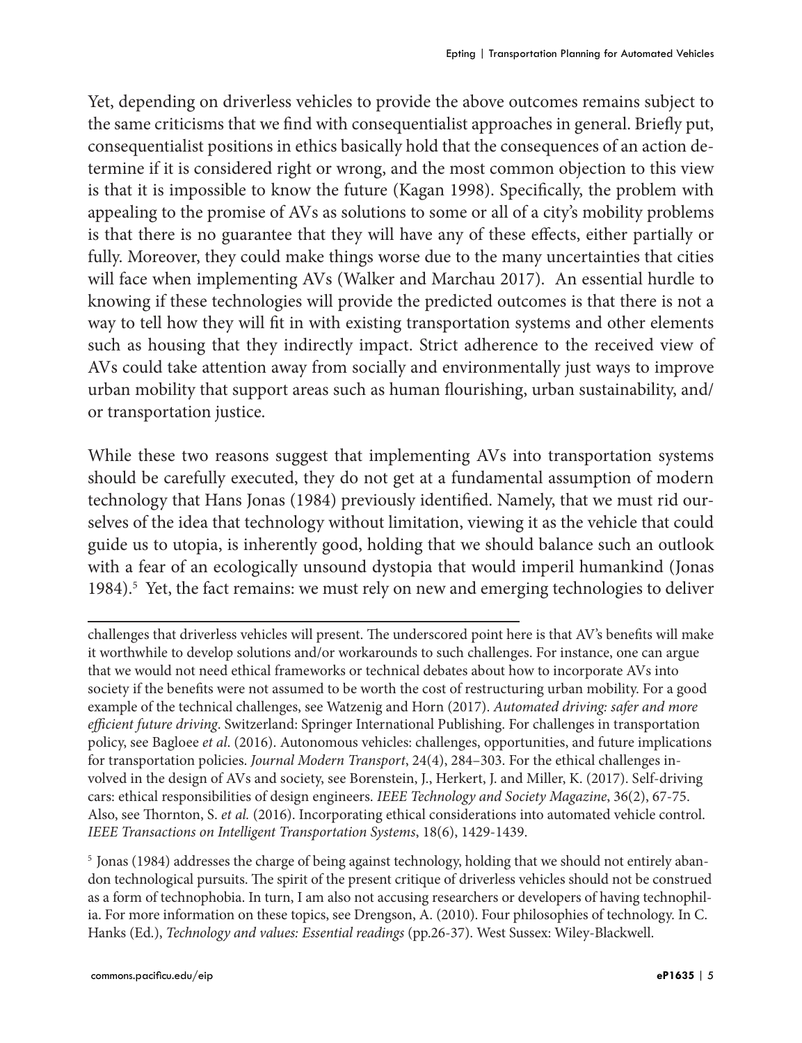Yet, depending on driverless vehicles to provide the above outcomes remains subject to the same criticisms that we find with consequentialist approaches in general. Briefly put, consequentialist positions in ethics basically hold that the consequences of an action determine if it is considered right or wrong, and the most common objection to this view is that it is impossible to know the future (Kagan 1998). Specifically, the problem with appealing to the promise of AVs as solutions to some or all of a city's mobility problems is that there is no guarantee that they will have any of these effects, either partially or fully. Moreover, they could make things worse due to the many uncertainties that cities will face when implementing AVs (Walker and Marchau 2017). An essential hurdle to knowing if these technologies will provide the predicted outcomes is that there is not a way to tell how they will fit in with existing transportation systems and other elements such as housing that they indirectly impact. Strict adherence to the received view of AVs could take attention away from socially and environmentally just ways to improve urban mobility that support areas such as human flourishing, urban sustainability, and/or transportation justice.

While these two reasons suggest that implementing AVs into transportation systems should be carefully executed, they do not get at a fundamental assumption of modern technology that Hans Jonas (1984) previously identified. Namely, that we must rid ourselves of the idea that technology without limitation, viewing it as the vehicle that could guide us to utopia, is inherently good, holding that we should balance such an outlook with a fear of an ecologically unsound dystopia that would imperil humankind (Jonas 1984).[5] Yet, the fact remains: we must rely on new and emerging technologies to deliver

---

challenges that driverless vehicles will present. The underscored point here is that AV's benefits will make it worthwhile to develop solutions and/or workarounds to such challenges. For instance, one can argue that we would not need ethical frameworks or technical debates about how to incorporate AVs into society if the benefits were not assumed to be worth the cost of restructuring urban mobility. For a good example of the technical challenges, see Watzenig and Horn (2017). *Automated driving: safer and more efficient future driving*. Switzerland: Springer International Publishing. For challenges in transportation policy, see Bagloee *et al*. (2016). Autonomous vehicles: challenges, opportunities, and future implications for transportation policies. *Journal Modern Transport*, 24(4), 284–303. For the ethical challenges involved in the design of AVs and society, see Borenstein, J., Herkert, J. and Miller, K. (2017). Self-driving cars: ethical responsibilities of design engineers. *IEEE Technology and Society Magazine*, 36(2), 67-75. Also, see Thornton, S. *et al.* (2016). Incorporating ethical considerations into automated vehicle control. *IEEE Transactions on Intelligent Transportation Systems*, 18(6), 1429-1439.

[5] Jonas (1984) addresses the charge of being against technology, holding that we should not entirely abandon technological pursuits. The spirit of the present critique of driverless vehicles should not be construed as a form of technophobia. In turn, I am also not accusing researchers or developers of having technophilia. For more information on these topics, see Drengson, A. (2010). Four philosophies of technology. In C. Hanks (Ed.), *Technology and values: Essential readings* (pp.26-37). West Sussex: Wiley-Blackwell.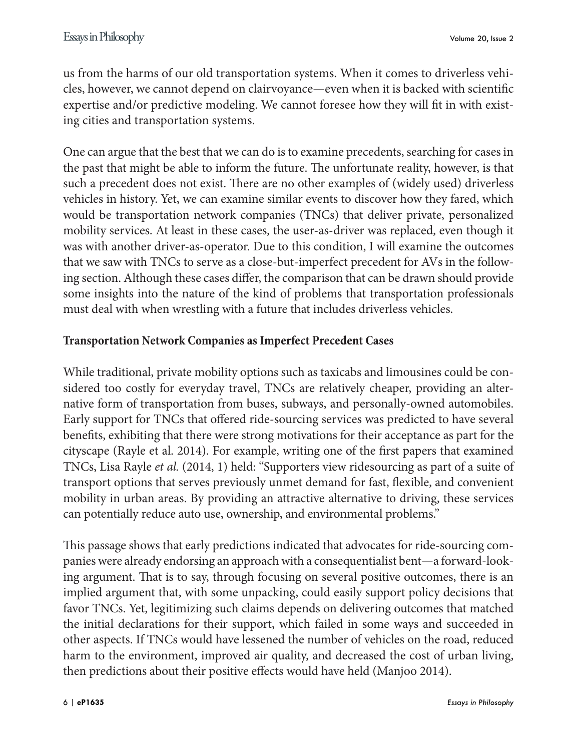us from the harms of our old transportation systems. When it comes to driverless vehicles, however, we cannot depend on clairvoyance—even when it is backed with scientific expertise and/or predictive modeling. We cannot foresee how they will fit in with existing cities and transportation systems.

One can argue that the best that we can do is to examine precedents, searching for cases in the past that might be able to inform the future. The unfortunate reality, however, is that such a precedent does not exist. There are no other examples of (widely used) driverless vehicles in history. Yet, we can examine similar events to discover how they fared, which would be transportation network companies (TNCs) that deliver private, personalized mobility services. At least in these cases, the user-as-driver was replaced, even though it was with another driver-as-operator. Due to this condition, I will examine the outcomes that we saw with TNCs to serve as a close-but-imperfect precedent for AVs in the following section. Although these cases differ, the comparison that can be drawn should provide some insights into the nature of the kind of problems that transportation professionals must deal with when wrestling with a future that includes driverless vehicles.

## Transportation Network Companies as Imperfect Precedent Cases

While traditional, private mobility options such as taxicabs and limousines could be considered too costly for everyday travel, TNCs are relatively cheaper, providing an alternative form of transportation from buses, subways, and personally-owned automobiles. Early support for TNCs that offered ride-sourcing services was predicted to have several benefits, exhibiting that there were strong motivations for their acceptance as part for the cityscape (Rayle et al. 2014). For example, writing one of the first papers that examined TNCs, Lisa Rayle *et al.* (2014, 1) held: "Supporters view ridesourcing as part of a suite of transport options that serves previously unmet demand for fast, flexible, and convenient mobility in urban areas. By providing an attractive alternative to driving, these services can potentially reduce auto use, ownership, and environmental problems."

This passage shows that early predictions indicated that advocates for ride-sourcing companies were already endorsing an approach with a consequentialist bent—a forward-looking argument. That is to say, through focusing on several positive outcomes, there is an implied argument that, with some unpacking, could easily support policy decisions that favor TNCs. Yet, legitimizing such claims depends on delivering outcomes that matched the initial declarations for their support, which failed in some ways and succeeded in other aspects. If TNCs would have lessened the number of vehicles on the road, reduced harm to the environment, improved air quality, and decreased the cost of urban living, then predictions about their positive effects would have held (Manjoo 2014).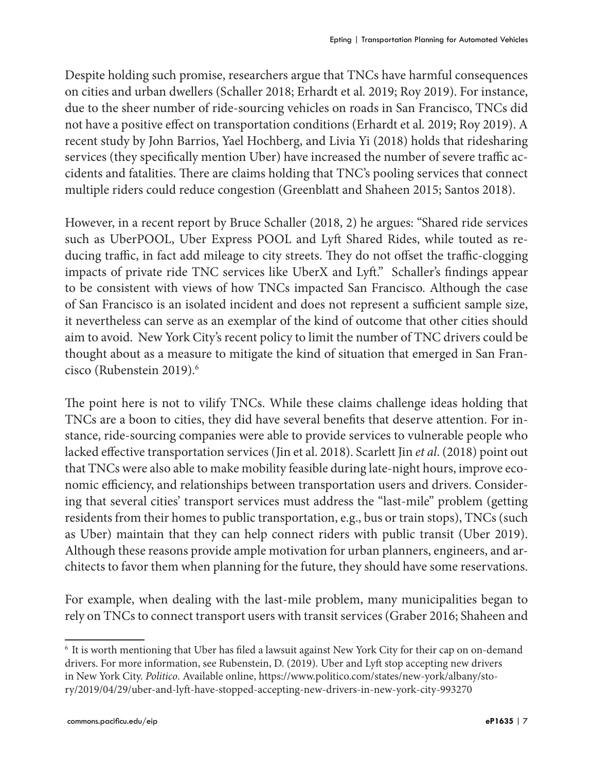Despite holding such promise, researchers argue that TNCs have harmful consequences on cities and urban dwellers (Schaller 2018; Erhardt et al. 2019; Roy 2019). For instance, due to the sheer number of ride-sourcing vehicles on roads in San Francisco, TNCs did not have a positive effect on transportation conditions (Erhardt et al. 2019; Roy 2019). A recent study by John Barrios, Yael Hochberg, and Livia Yi (2018) holds that ridesharing services (they specifically mention Uber) have increased the number of severe traffic accidents and fatalities. There are claims holding that TNC's pooling services that connect multiple riders could reduce congestion (Greenblatt and Shaheen 2015; Santos 2018).

However, in a recent report by Bruce Schaller (2018, 2) he argues: "Shared ride services such as UberPOOL, Uber Express POOL and Lyft Shared Rides, while touted as reducing traffic, in fact add mileage to city streets. They do not offset the traffic-clogging impacts of private ride TNC services like UberX and Lyft." Schaller's findings appear to be consistent with views of how TNCs impacted San Francisco. Although the case of San Francisco is an isolated incident and does not represent a sufficient sample size, it nevertheless can serve as an exemplar of the kind of outcome that other cities should aim to avoid. New York City's recent policy to limit the number of TNC drivers could be thought about as a measure to mitigate the kind of situation that emerged in San Francisco (Rubenstein 2019).[6]

The point here is not to vilify TNCs. While these claims challenge ideas holding that TNCs are a boon to cities, they did have several benefits that deserve attention. For instance, ride-sourcing companies were able to provide services to vulnerable people who lacked effective transportation services (Jin et al. 2018). Scarlett Jin *et al*. (2018) point out that TNCs were also able to make mobility feasible during late-night hours, improve economic efficiency, and relationships between transportation users and drivers. Considering that several cities' transport services must address the "last-mile" problem (getting residents from their homes to public transportation, e.g., bus or train stops), TNCs (such as Uber) maintain that they can help connect riders with public transit (Uber 2019). Although these reasons provide ample motivation for urban planners, engineers, and architects to favor them when planning for the future, they should have some reservations.

For example, when dealing with the last-mile problem, many municipalities began to rely on TNCs to connect transport users with transit services (Graber 2016; Shaheen and

---

[6] It is worth mentioning that Uber has filed a lawsuit against New York City for their cap on on-demand drivers. For more information, see Rubenstein, D. (2019). Uber and Lyft stop accepting new drivers in New York City. *Politico*. Available online, https://www.politico.com/states/new-york/albany/story/2019/04/29/uber-and-lyft-have-stopped-accepting-new-drivers-in-new-york-city-993270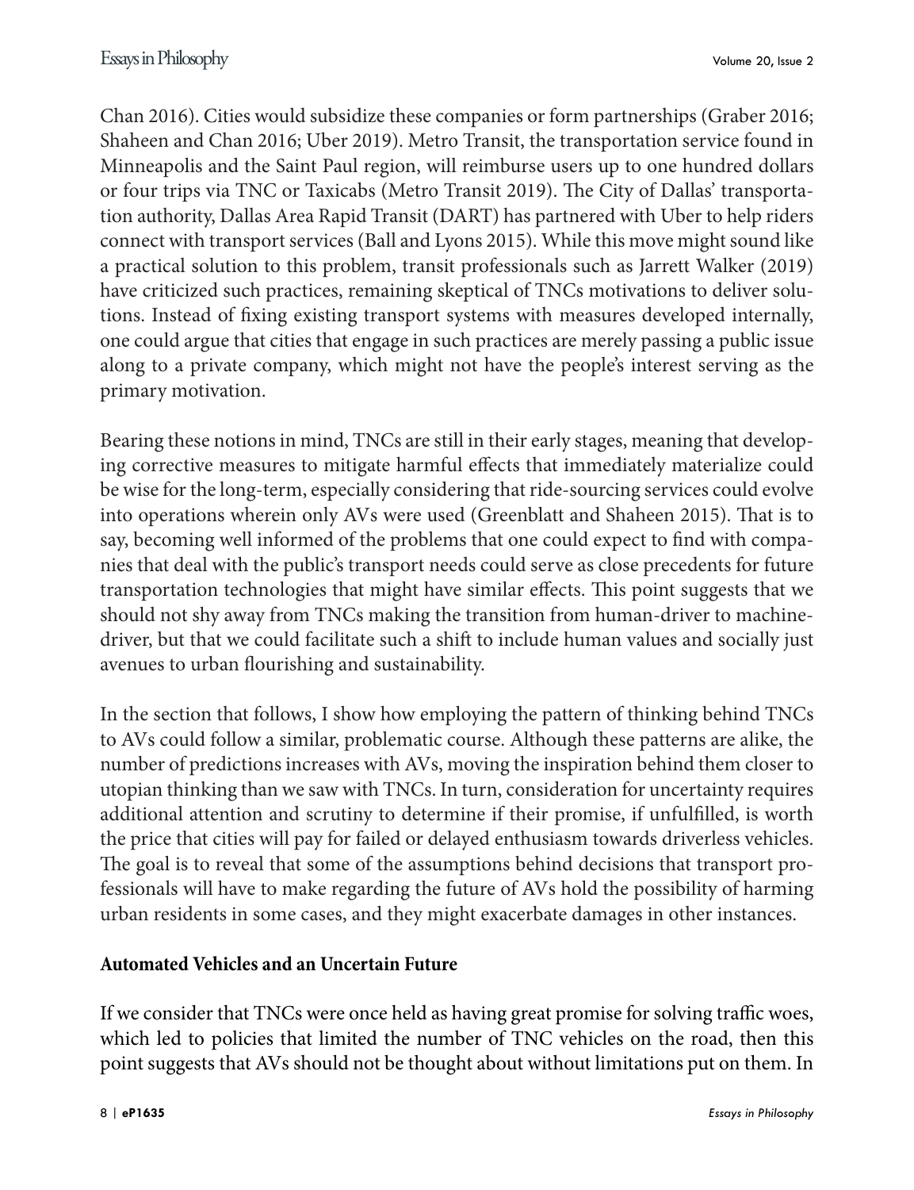Chan 2016). Cities would subsidize these companies or form partnerships (Graber 2016; Shaheen and Chan 2016; Uber 2019). Metro Transit, the transportation service found in Minneapolis and the Saint Paul region, will reimburse users up to one hundred dollars or four trips via TNC or Taxicabs (Metro Transit 2019). The City of Dallas' transportation authority, Dallas Area Rapid Transit (DART) has partnered with Uber to help riders connect with transport services (Ball and Lyons 2015). While this move might sound like a practical solution to this problem, transit professionals such as Jarrett Walker (2019) have criticized such practices, remaining skeptical of TNCs motivations to deliver solutions. Instead of fixing existing transport systems with measures developed internally, one could argue that cities that engage in such practices are merely passing a public issue along to a private company, which might not have the people's interest serving as the primary motivation.

Bearing these notions in mind, TNCs are still in their early stages, meaning that developing corrective measures to mitigate harmful effects that immediately materialize could be wise for the long-term, especially considering that ride-sourcing services could evolve into operations wherein only AVs were used (Greenblatt and Shaheen 2015). That is to say, becoming well informed of the problems that one could expect to find with companies that deal with the public's transport needs could serve as close precedents for future transportation technologies that might have similar effects. This point suggests that we should not shy away from TNCs making the transition from human-driver to machine-driver, but that we could facilitate such a shift to include human values and socially just avenues to urban flourishing and sustainability.

In the section that follows, I show how employing the pattern of thinking behind TNCs to AVs could follow a similar, problematic course. Although these patterns are alike, the number of predictions increases with AVs, moving the inspiration behind them closer to utopian thinking than we saw with TNCs. In turn, consideration for uncertainty requires additional attention and scrutiny to determine if their promise, if unfulfilled, is worth the price that cities will pay for failed or delayed enthusiasm towards driverless vehicles. The goal is to reveal that some of the assumptions behind decisions that transport professionals will have to make regarding the future of AVs hold the possibility of harming urban residents in some cases, and they might exacerbate damages in other instances.

**Automated Vehicles and an Uncertain Future**

If we consider that TNCs were once held as having great promise for solving traffic woes, which led to policies that limited the number of TNC vehicles on the road, then this point suggests that AVs should not be thought about without limitations put on them. In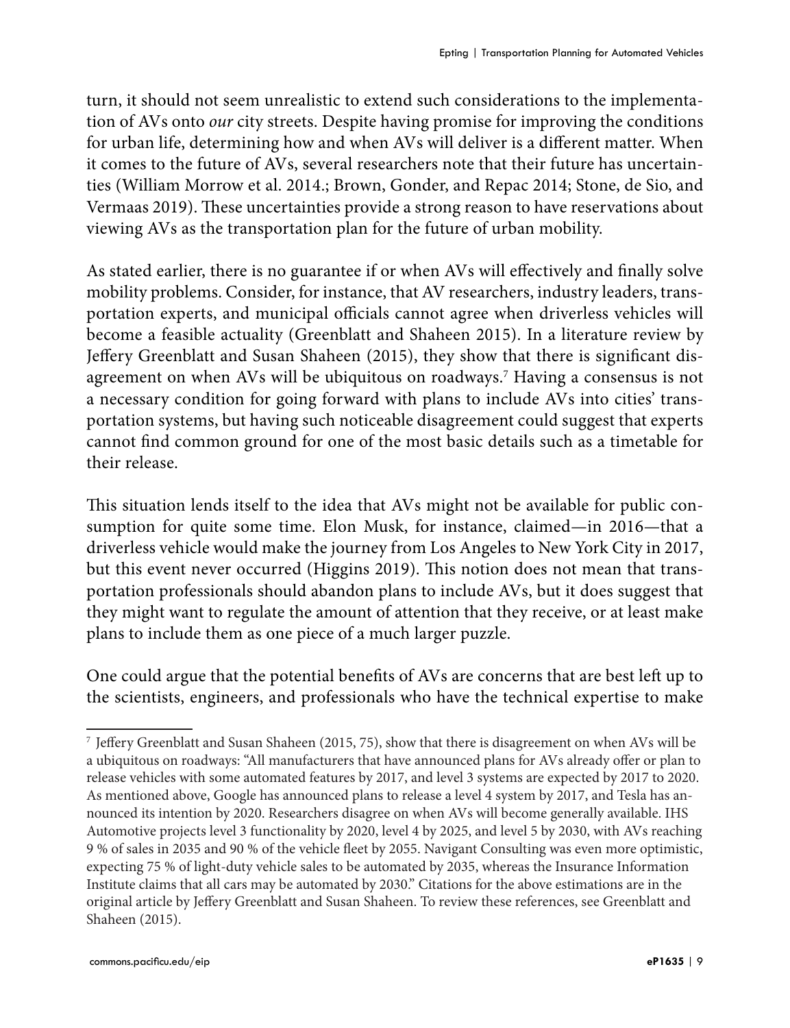turn, it should not seem unrealistic to extend such considerations to the implementation of AVs onto *our* city streets. Despite having promise for improving the conditions for urban life, determining how and when AVs will deliver is a different matter. When it comes to the future of AVs, several researchers note that their future has uncertainties (William Morrow et al. 2014.; Brown, Gonder, and Repac 2014; Stone, de Sio, and Vermaas 2019). These uncertainties provide a strong reason to have reservations about viewing AVs as the transportation plan for the future of urban mobility.

As stated earlier, there is no guarantee if or when AVs will effectively and finally solve mobility problems. Consider, for instance, that AV researchers, industry leaders, transportation experts, and municipal officials cannot agree when driverless vehicles will become a feasible actuality (Greenblatt and Shaheen 2015). In a literature review by Jeffery Greenblatt and Susan Shaheen (2015), they show that there is significant disagreement on when AVs will be ubiquitous on roadways.[7] Having a consensus is not a necessary condition for going forward with plans to include AVs into cities' transportation systems, but having such noticeable disagreement could suggest that experts cannot find common ground for one of the most basic details such as a timetable for their release.

This situation lends itself to the idea that AVs might not be available for public consumption for quite some time. Elon Musk, for instance, claimed—in 2016—that a driverless vehicle would make the journey from Los Angeles to New York City in 2017, but this event never occurred (Higgins 2019). This notion does not mean that transportation professionals should abandon plans to include AVs, but it does suggest that they might want to regulate the amount of attention that they receive, or at least make plans to include them as one piece of a much larger puzzle.

One could argue that the potential benefits of AVs are concerns that are best left up to the scientists, engineers, and professionals who have the technical expertise to make

---

[7] Jeffery Greenblatt and Susan Shaheen (2015, 75), show that there is disagreement on when AVs will be a ubiquitous on roadways: "All manufacturers that have announced plans for AVs already offer or plan to release vehicles with some automated features by 2017, and level 3 systems are expected by 2017 to 2020. As mentioned above, Google has announced plans to release a level 4 system by 2017, and Tesla has announced its intention by 2020. Researchers disagree on when AVs will become generally available. IHS Automotive projects level 3 functionality by 2020, level 4 by 2025, and level 5 by 2030, with AVs reaching 9 % of sales in 2035 and 90 % of the vehicle fleet by 2055. Navigant Consulting was even more optimistic, expecting 75 % of light-duty vehicle sales to be automated by 2035, whereas the Insurance Information Institute claims that all cars may be automated by 2030." Citations for the above estimations are in the original article by Jeffery Greenblatt and Susan Shaheen. To review these references, see Greenblatt and Shaheen (2015).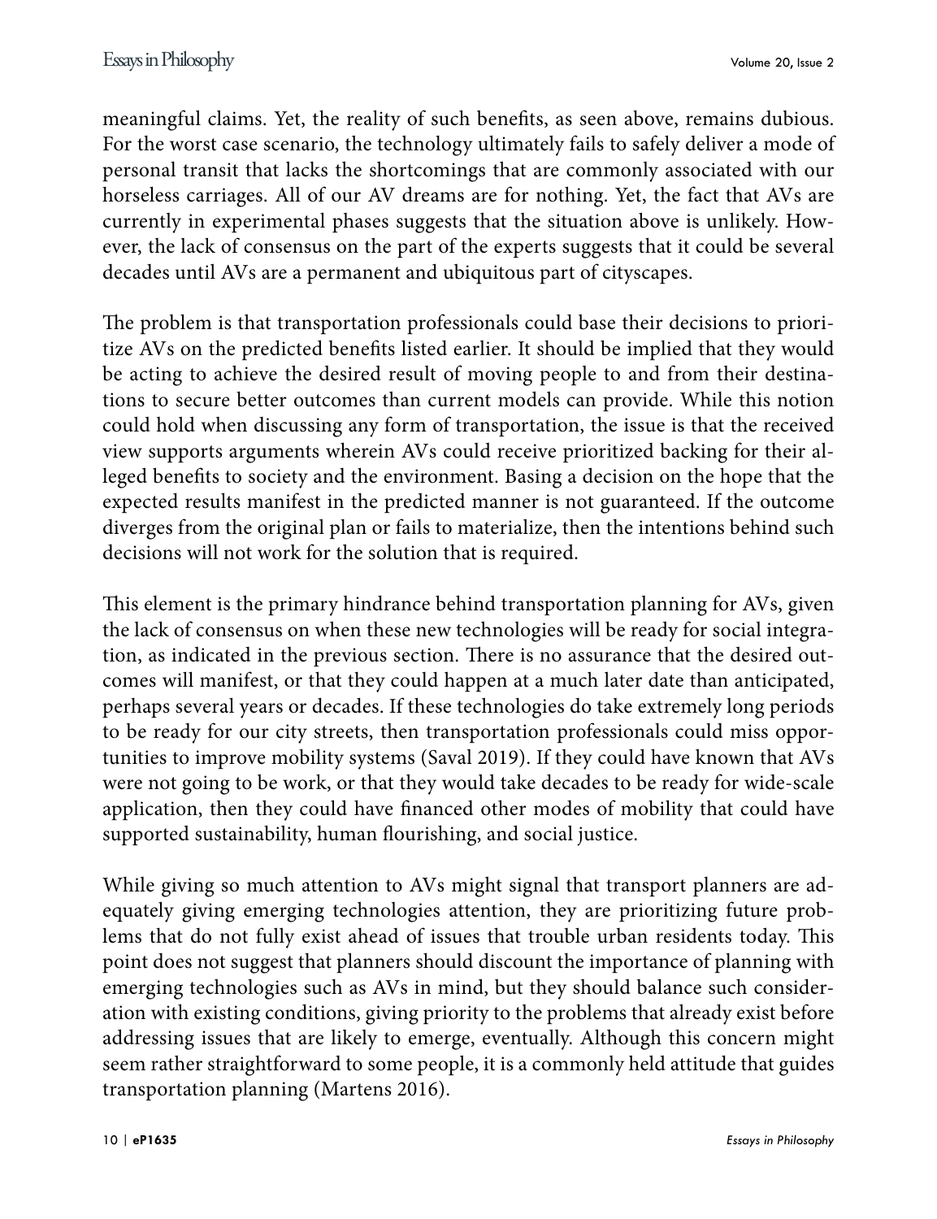meaningful claims. Yet, the reality of such benefits, as seen above, remains dubious. For the worst case scenario, the technology ultimately fails to safely deliver a mode of personal transit that lacks the shortcomings that are commonly associated with our horseless carriages. All of our AV dreams are for nothing. Yet, the fact that AVs are currently in experimental phases suggests that the situation above is unlikely. However, the lack of consensus on the part of the experts suggests that it could be several decades until AVs are a permanent and ubiquitous part of cityscapes.

The problem is that transportation professionals could base their decisions to prioritize AVs on the predicted benefits listed earlier. It should be implied that they would be acting to achieve the desired result of moving people to and from their destinations to secure better outcomes than current models can provide. While this notion could hold when discussing any form of transportation, the issue is that the received view supports arguments wherein AVs could receive prioritized backing for their alleged benefits to society and the environment. Basing a decision on the hope that the expected results manifest in the predicted manner is not guaranteed. If the outcome diverges from the original plan or fails to materialize, then the intentions behind such decisions will not work for the solution that is required.

This element is the primary hindrance behind transportation planning for AVs, given the lack of consensus on when these new technologies will be ready for social integration, as indicated in the previous section. There is no assurance that the desired outcomes will manifest, or that they could happen at a much later date than anticipated, perhaps several years or decades. If these technologies do take extremely long periods to be ready for our city streets, then transportation professionals could miss opportunities to improve mobility systems (Saval 2019). If they could have known that AVs were not going to be work, or that they would take decades to be ready for wide-scale application, then they could have financed other modes of mobility that could have supported sustainability, human flourishing, and social justice.

While giving so much attention to AVs might signal that transport planners are adequately giving emerging technologies attention, they are prioritizing future problems that do not fully exist ahead of issues that trouble urban residents today. This point does not suggest that planners should discount the importance of planning with emerging technologies such as AVs in mind, but they should balance such consideration with existing conditions, giving priority to the problems that already exist before addressing issues that are likely to emerge, eventually. Although this concern might seem rather straightforward to some people, it is a commonly held attitude that guides transportation planning (Martens 2016).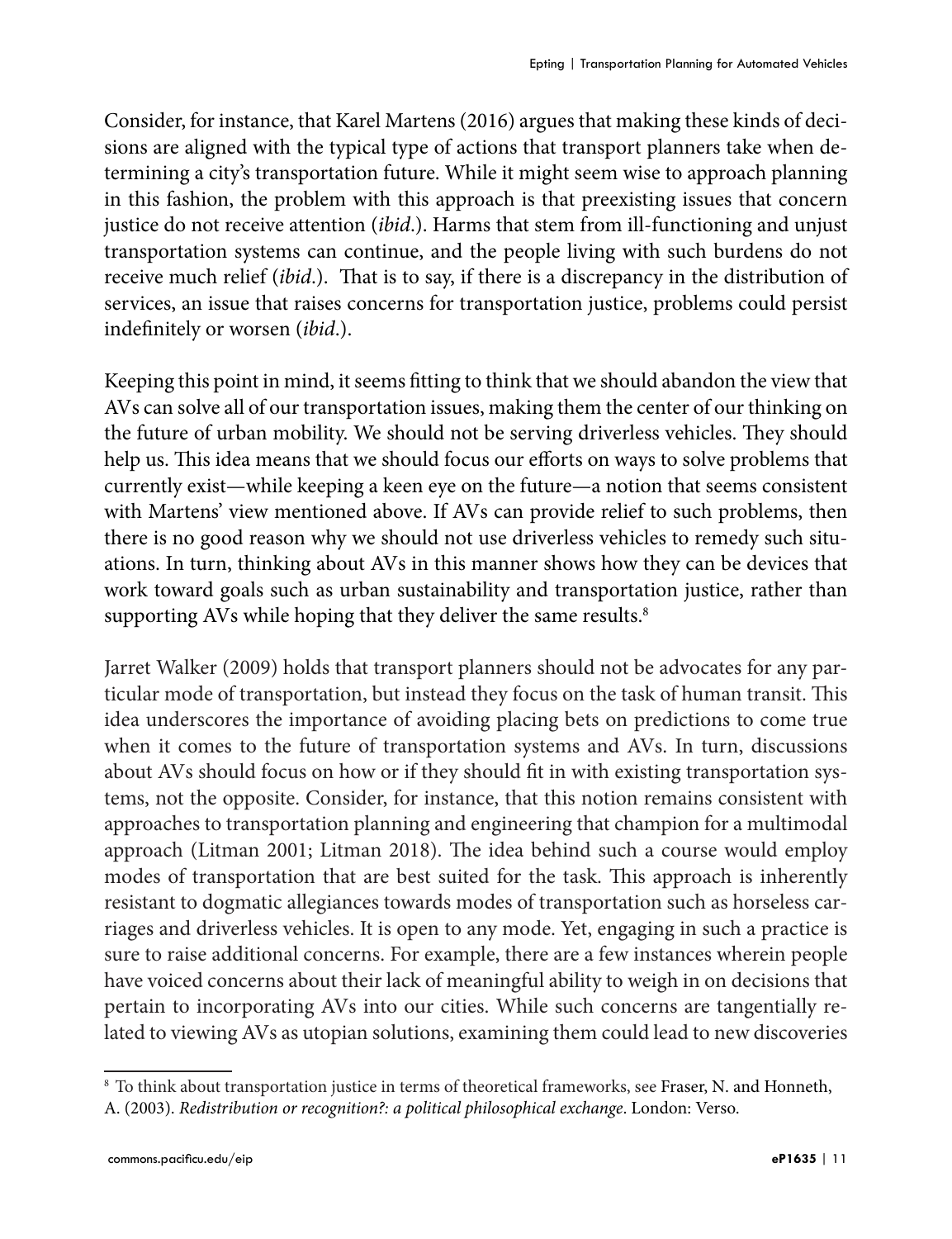Consider, for instance, that Karel Martens (2016) argues that making these kinds of decisions are aligned with the typical type of actions that transport planners take when determining a city's transportation future. While it might seem wise to approach planning in this fashion, the problem with this approach is that preexisting issues that concern justice do not receive attention (*ibid*.). Harms that stem from ill-functioning and unjust transportation systems can continue, and the people living with such burdens do not receive much relief (*ibid*.). That is to say, if there is a discrepancy in the distribution of services, an issue that raises concerns for transportation justice, problems could persist indefinitely or worsen (*ibid*.).

Keeping this point in mind, it seems fitting to think that we should abandon the view that AVs can solve all of our transportation issues, making them the center of our thinking on the future of urban mobility. We should not be serving driverless vehicles. They should help us. This idea means that we should focus our efforts on ways to solve problems that currently exist—while keeping a keen eye on the future—a notion that seems consistent with Martens' view mentioned above. If AVs can provide relief to such problems, then there is no good reason why we should not use driverless vehicles to remedy such situations. In turn, thinking about AVs in this manner shows how they can be devices that work toward goals such as urban sustainability and transportation justice, rather than supporting AVs while hoping that they deliver the same results.[8]

Jarret Walker (2009) holds that transport planners should not be advocates for any particular mode of transportation, but instead they focus on the task of human transit. This idea underscores the importance of avoiding placing bets on predictions to come true when it comes to the future of transportation systems and AVs. In turn, discussions about AVs should focus on how or if they should fit in with existing transportation systems, not the opposite. Consider, for instance, that this notion remains consistent with approaches to transportation planning and engineering that champion for a multimodal approach (Litman 2001; Litman 2018). The idea behind such a course would employ modes of transportation that are best suited for the task. This approach is inherently resistant to dogmatic allegiances towards modes of transportation such as horseless carriages and driverless vehicles. It is open to any mode. Yet, engaging in such a practice is sure to raise additional concerns. For example, there are a few instances wherein people have voiced concerns about their lack of meaningful ability to weigh in on decisions that pertain to incorporating AVs into our cities. While such concerns are tangentially related to viewing AVs as utopian solutions, examining them could lead to new discoveries

---

[8] To think about transportation justice in terms of theoretical frameworks, see Fraser, N. and Honneth, A. (2003). *Redistribution or recognition?: a political philosophical exchange*. London: Verso.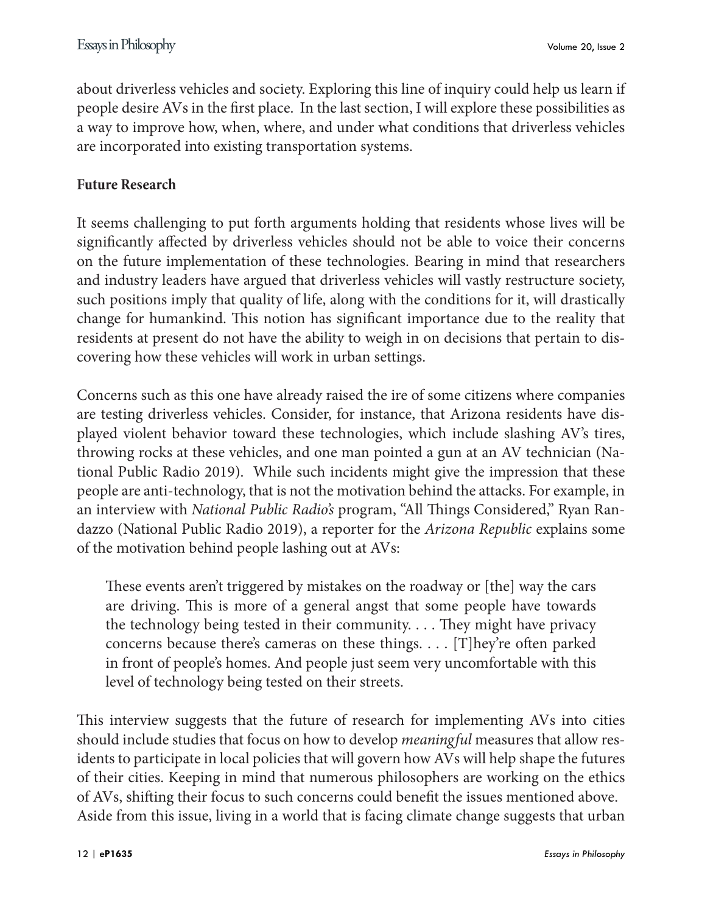about driverless vehicles and society. Exploring this line of inquiry could help us learn if people desire AVs in the first place. In the last section, I will explore these possibilities as a way to improve how, when, where, and under what conditions that driverless vehicles are incorporated into existing transportation systems.

**Future Research**

It seems challenging to put forth arguments holding that residents whose lives will be significantly affected by driverless vehicles should not be able to voice their concerns on the future implementation of these technologies. Bearing in mind that researchers and industry leaders have argued that driverless vehicles will vastly restructure society, such positions imply that quality of life, along with the conditions for it, will drastically change for humankind. This notion has significant importance due to the reality that residents at present do not have the ability to weigh in on decisions that pertain to discovering how these vehicles will work in urban settings.

Concerns such as this one have already raised the ire of some citizens where companies are testing driverless vehicles. Consider, for instance, that Arizona residents have displayed violent behavior toward these technologies, which include slashing AV's tires, throwing rocks at these vehicles, and one man pointed a gun at an AV technician (National Public Radio 2019). While such incidents might give the impression that these people are anti-technology, that is not the motivation behind the attacks. For example, in an interview with *National Public Radio's* program, "All Things Considered," Ryan Randazzo (National Public Radio 2019), a reporter for the *Arizona Republic* explains some of the motivation behind people lashing out at AVs:

> These events aren't triggered by mistakes on the roadway or [the] way the cars are driving. This is more of a general angst that some people have towards the technology being tested in their community. . . . They might have privacy concerns because there's cameras on these things. . . . [T]hey're often parked in front of people's homes. And people just seem very uncomfortable with this level of technology being tested on their streets.

This interview suggests that the future of research for implementing AVs into cities should include studies that focus on how to develop *meaningful* measures that allow residents to participate in local policies that will govern how AVs will help shape the futures of their cities. Keeping in mind that numerous philosophers are working on the ethics of AVs, shifting their focus to such concerns could benefit the issues mentioned above. Aside from this issue, living in a world that is facing climate change suggests that urban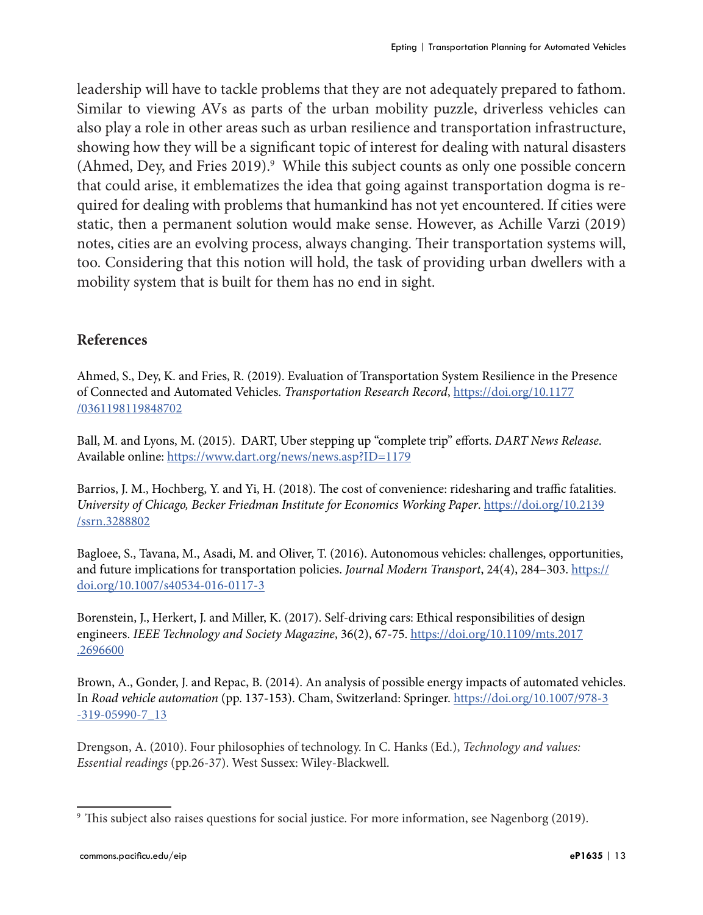leadership will have to tackle problems that they are not adequately prepared to fathom. Similar to viewing AVs as parts of the urban mobility puzzle, driverless vehicles can also play a role in other areas such as urban resilience and transportation infrastructure, showing how they will be a significant topic of interest for dealing with natural disasters (Ahmed, Dey, and Fries 2019).[9] While this subject counts as only one possible concern that could arise, it emblematizes the idea that going against transportation dogma is required for dealing with problems that humankind has not yet encountered. If cities were static, then a permanent solution would make sense. However, as Achille Varzi (2019) notes, cities are an evolving process, always changing. Their transportation systems will, too. Considering that this notion will hold, the task of providing urban dwellers with a mobility system that is built for them has no end in sight.

## References

Ahmed, S., Dey, K. and Fries, R. (2019). Evaluation of Transportation System Resilience in the Presence of Connected and Automated Vehicles. *Transportation Research Record*, https://doi.org/10.1177/0361198119848702

Ball, M. and Lyons, M. (2015). DART, Uber stepping up "complete trip" efforts. *DART News Release*. Available online: https://www.dart.org/news/news.asp?ID=1179

Barrios, J. M., Hochberg, Y. and Yi, H. (2018). The cost of convenience: ridesharing and traffic fatalities. *University of Chicago, Becker Friedman Institute for Economics Working Paper*. https://doi.org/10.2139/ssrn.3288802

Bagloee, S., Tavana, M., Asadi, M. and Oliver, T. (2016). Autonomous vehicles: challenges, opportunities, and future implications for transportation policies. *Journal Modern Transport*, 24(4), 284–303. https://doi.org/10.1007/s40534-016-0117-3

Borenstein, J., Herkert, J. and Miller, K. (2017). Self-driving cars: Ethical responsibilities of design engineers. *IEEE Technology and Society Magazine*, 36(2), 67-75. https://doi.org/10.1109/mts.2017.2696600

Brown, A., Gonder, J. and Repac, B. (2014). An analysis of possible energy impacts of automated vehicles. In *Road vehicle automation* (pp. 137-153). Cham, Switzerland: Springer. https://doi.org/10.1007/978-3-319-05990-7_13

Drengson, A. (2010). Four philosophies of technology. In C. Hanks (Ed.), *Technology and values: Essential readings* (pp.26-37). West Sussex: Wiley-Blackwell.

---

[9] This subject also raises questions for social justice. For more information, see Nagenborg (2019).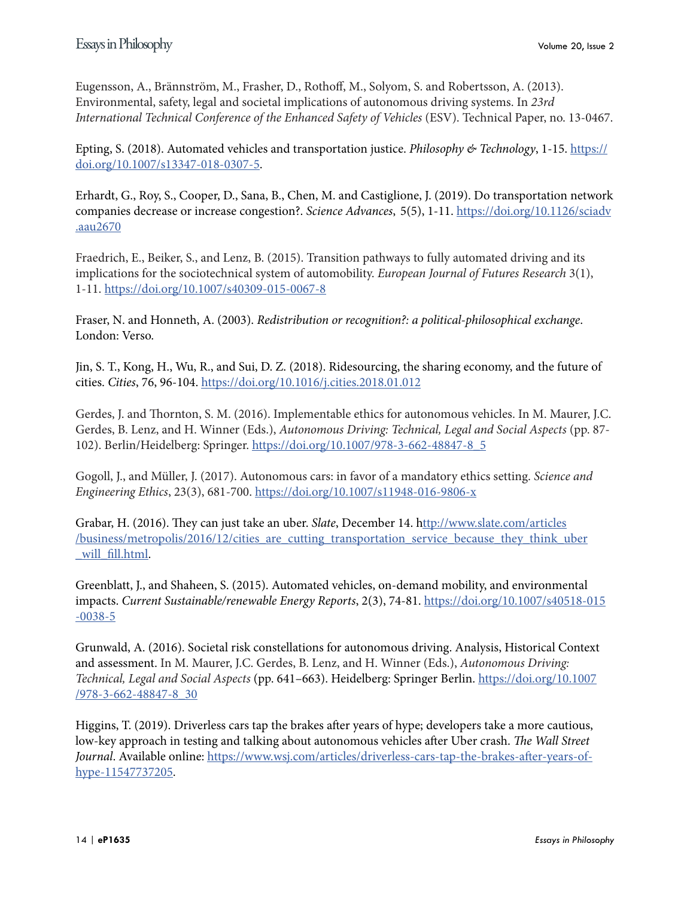Eugensson, A., Brännström, M., Frasher, D., Rothoff, M., Solyom, S. and Robertsson, A. (2013). Environmental, safety, legal and societal implications of autonomous driving systems. In *23rd International Technical Conference of the Enhanced Safety of Vehicles* (ESV). Technical Paper, no. 13-0467.

Epting, S. (2018). Automated vehicles and transportation justice. *Philosophy & Technology*, 1-15. https://doi.org/10.1007/s13347-018-0307-5.

Erhardt, G., Roy, S., Cooper, D., Sana, B., Chen, M. and Castiglione, J. (2019). Do transportation network companies decrease or increase congestion?. *Science Advances*, 5(5), 1-11. https://doi.org/10.1126/sciadv.aau2670

Fraedrich, E., Beiker, S., and Lenz, B. (2015). Transition pathways to fully automated driving and its implications for the sociotechnical system of automobility. *European Journal of Futures Research* 3(1), 1-11. https://doi.org/10.1007/s40309-015-0067-8

Fraser, N. and Honneth, A. (2003). *Redistribution or recognition?: a political-philosophical exchange*. London: Verso.

Jin, S. T., Kong, H., Wu, R., and Sui, D. Z. (2018). Ridesourcing, the sharing economy, and the future of cities. *Cities*, 76, 96-104. https://doi.org/10.1016/j.cities.2018.01.012

Gerdes, J. and Thornton, S. M. (2016). Implementable ethics for autonomous vehicles. In M. Maurer, J.C. Gerdes, B. Lenz, and H. Winner (Eds.), *Autonomous Driving: Technical, Legal and Social Aspects* (pp. 87-102). Berlin/Heidelberg: Springer. https://doi.org/10.1007/978-3-662-48847-8_5

Gogoll, J., and Müller, J. (2017). Autonomous cars: in favor of a mandatory ethics setting. *Science and Engineering Ethics*, 23(3), 681-700. https://doi.org/10.1007/s11948-016-9806-x

Grabar, H. (2016). They can just take an uber. *Slate*, December 14. http://www.slate.com/articles/business/metropolis/2016/12/cities_are_cutting_transportation_service_because_they_think_uber_will_fill.html.

Greenblatt, J., and Shaheen, S. (2015). Automated vehicles, on-demand mobility, and environmental impacts. *Current Sustainable/renewable Energy Reports*, 2(3), 74-81. https://doi.org/10.1007/s40518-015-0038-5

Grunwald, A. (2016). Societal risk constellations for autonomous driving. Analysis, Historical Context and assessment. In M. Maurer, J.C. Gerdes, B. Lenz, and H. Winner (Eds.), *Autonomous Driving: Technical, Legal and Social Aspects* (pp. 641–663). Heidelberg: Springer Berlin. https://doi.org/10.1007/978-3-662-48847-8_30

Higgins, T. (2019). Driverless cars tap the brakes after years of hype; developers take a more cautious, low-key approach in testing and talking about autonomous vehicles after Uber crash. *The Wall Street Journal*. Available online: https://www.wsj.com/articles/driverless-cars-tap-the-brakes-after-years-of-hype-11547737205.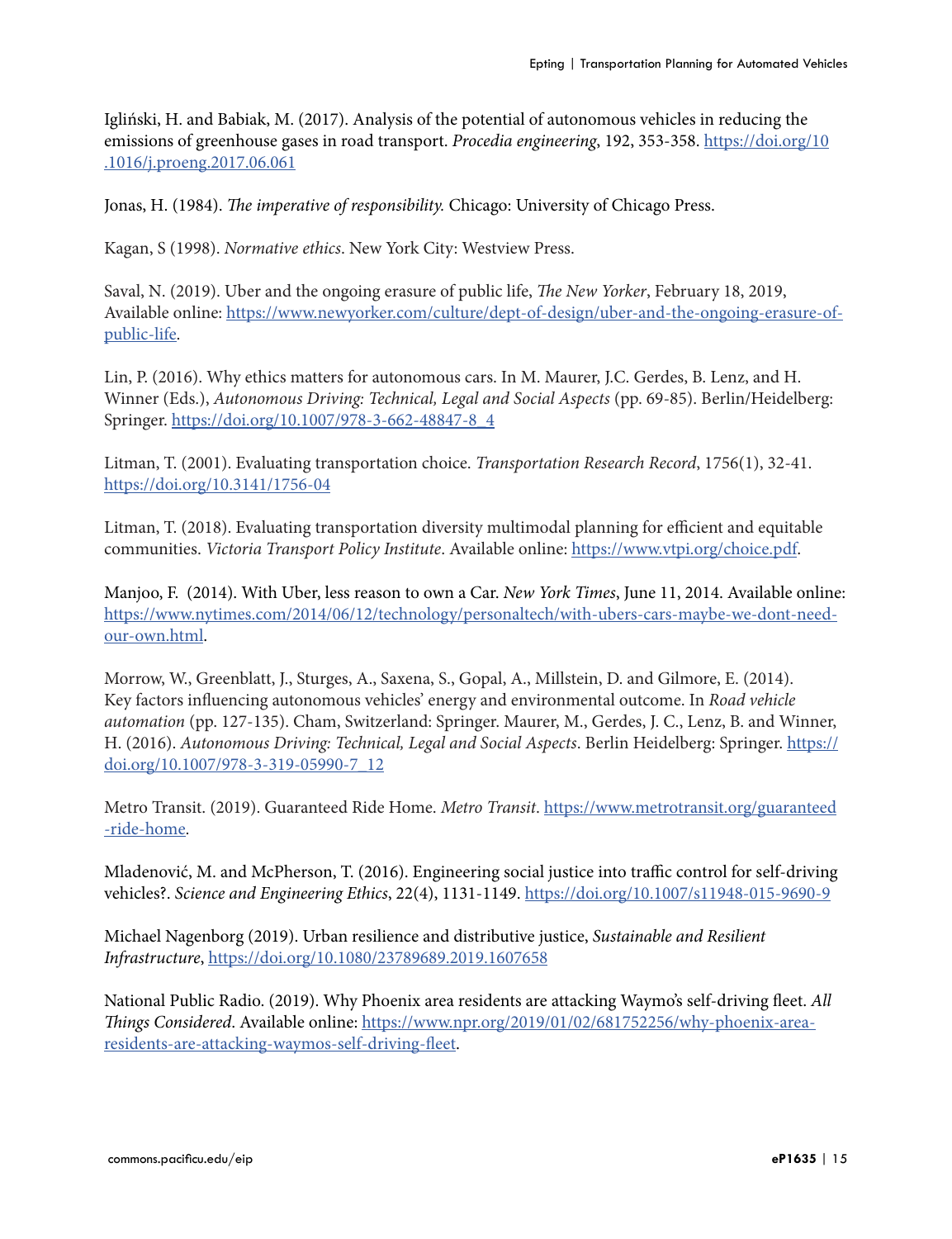Igliński, H. and Babiak, M. (2017). Analysis of the potential of autonomous vehicles in reducing the emissions of greenhouse gases in road transport. *Procedia engineering*, 192, 353-358. https://doi.org/10.1016/j.proeng.2017.06.061

Jonas, H. (1984). *The imperative of responsibility.* Chicago: University of Chicago Press.

Kagan, S (1998). *Normative ethics*. New York City: Westview Press.

Saval, N. (2019). Uber and the ongoing erasure of public life, *The New Yorker*, February 18, 2019, Available online: https://www.newyorker.com/culture/dept-of-design/uber-and-the-ongoing-erasure-of-public-life.

Lin, P. (2016). Why ethics matters for autonomous cars. In M. Maurer, J.C. Gerdes, B. Lenz, and H. Winner (Eds.), *Autonomous Driving: Technical, Legal and Social Aspects* (pp. 69-85). Berlin/Heidelberg: Springer. https://doi.org/10.1007/978-3-662-48847-8_4

Litman, T. (2001). Evaluating transportation choice. *Transportation Research Record*, 1756(1), 32-41. https://doi.org/10.3141/1756-04

Litman, T. (2018). Evaluating transportation diversity multimodal planning for efficient and equitable communities. *Victoria Transport Policy Institute*. Available online: https://www.vtpi.org/choice.pdf.

Manjoo, F. (2014). With Uber, less reason to own a Car. *New York Times*, June 11, 2014. Available online: https://www.nytimes.com/2014/06/12/technology/personaltech/with-ubers-cars-maybe-we-dont-need-our-own.html.

Morrow, W., Greenblatt, J., Sturges, A., Saxena, S., Gopal, A., Millstein, D. and Gilmore, E. (2014). Key factors influencing autonomous vehicles' energy and environmental outcome. In *Road vehicle automation* (pp. 127-135). Cham, Switzerland: Springer. Maurer, M., Gerdes, J. C., Lenz, B. and Winner, H. (2016). *Autonomous Driving: Technical, Legal and Social Aspects*. Berlin Heidelberg: Springer. https://doi.org/10.1007/978-3-319-05990-7_12

Metro Transit. (2019). Guaranteed Ride Home. *Metro Transit*. https://www.metrotransit.org/guaranteed-ride-home.

Mladenović, M. and McPherson, T. (2016). Engineering social justice into traffic control for self-driving vehicles?. *Science and Engineering Ethics*, 22(4), 1131-1149. https://doi.org/10.1007/s11948-015-9690-9

Michael Nagenborg (2019). Urban resilience and distributive justice, *Sustainable and Resilient Infrastructure*, https://doi.org/10.1080/23789689.2019.1607658

National Public Radio. (2019). Why Phoenix area residents are attacking Waymo's self-driving fleet. *All Things Considered*. Available online: https://www.npr.org/2019/01/02/681752256/why-phoenix-area-residents-are-attacking-waymos-self-driving-fleet.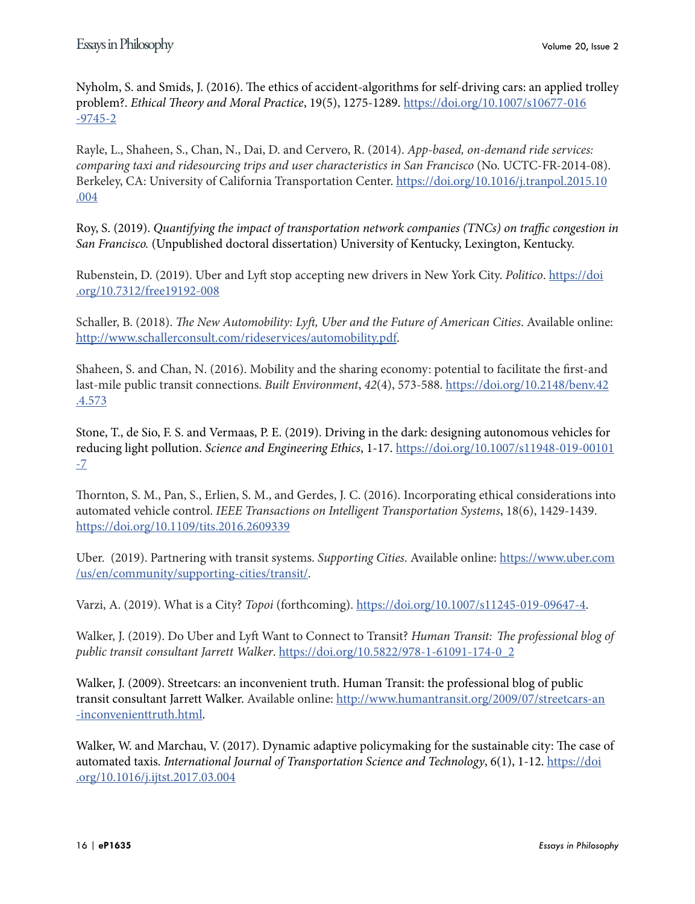Nyholm, S. and Smids, J. (2016). The ethics of accident-algorithms for self-driving cars: an applied trolley problem?. *Ethical Theory and Moral Practice*, 19(5), 1275-1289. https://doi.org/10.1007/s10677-016-9745-2

Rayle, L., Shaheen, S., Chan, N., Dai, D. and Cervero, R. (2014). *App-based, on-demand ride services: comparing taxi and ridesourcing trips and user characteristics in San Francisco* (No. UCTC-FR-2014-08). Berkeley, CA: University of California Transportation Center. https://doi.org/10.1016/j.tranpol.2015.10.004

Roy, S. (2019). *Quantifying the impact of transportation network companies (TNCs) on traffic congestion in San Francisco.* (Unpublished doctoral dissertation) University of Kentucky, Lexington, Kentucky.

Rubenstein, D. (2019). Uber and Lyft stop accepting new drivers in New York City. *Politico*. https://doi.org/10.7312/free19192-008

Schaller, B. (2018). *The New Automobility: Lyft, Uber and the Future of American Cities*. Available online: http://www.schallerconsult.com/rideservices/automobility.pdf.

Shaheen, S. and Chan, N. (2016). Mobility and the sharing economy: potential to facilitate the first-and last-mile public transit connections. *Built Environment*, *42*(4), 573-588. https://doi.org/10.2148/benv.42.4.573

Stone, T., de Sio, F. S. and Vermaas, P. E. (2019). Driving in the dark: designing autonomous vehicles for reducing light pollution. *Science and Engineering Ethics*, 1-17. https://doi.org/10.1007/s11948-019-00101-7

Thornton, S. M., Pan, S., Erlien, S. M., and Gerdes, J. C. (2016). Incorporating ethical considerations into automated vehicle control. *IEEE Transactions on Intelligent Transportation Systems*, 18(6), 1429-1439. https://doi.org/10.1109/tits.2016.2609339

Uber. (2019). Partnering with transit systems. *Supporting Cities.* Available online: https://www.uber.com/us/en/community/supporting-cities/transit/.

Varzi, A. (2019). What is a City? *Topoi* (forthcoming). https://doi.org/10.1007/s11245-019-09647-4.

Walker, J. (2019). Do Uber and Lyft Want to Connect to Transit? *Human Transit: The professional blog of public transit consultant Jarrett Walker*. https://doi.org/10.5822/978-1-61091-174-0_2

Walker, J. (2009). Streetcars: an inconvenient truth. Human Transit: the professional blog of public transit consultant Jarrett Walker. Available online: http://www.humantransit.org/2009/07/streetcars-an-inconvenienttruth.html.

Walker, W. and Marchau, V. (2017). Dynamic adaptive policymaking for the sustainable city: The case of automated taxis. *International Journal of Transportation Science and Technology*, 6(1), 1-12. https://doi.org/10.1016/j.ijtst.2017.03.004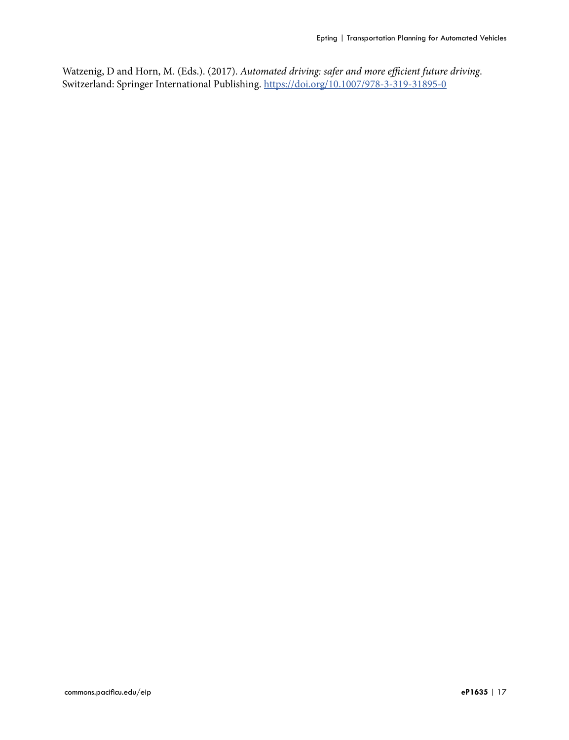Watzenig, D and Horn, M. (Eds.). (2017). *Automated driving: safer and more efficient future driving*. Switzerland: Springer International Publishing. https://doi.org/10.1007/978-3-319-31895-0